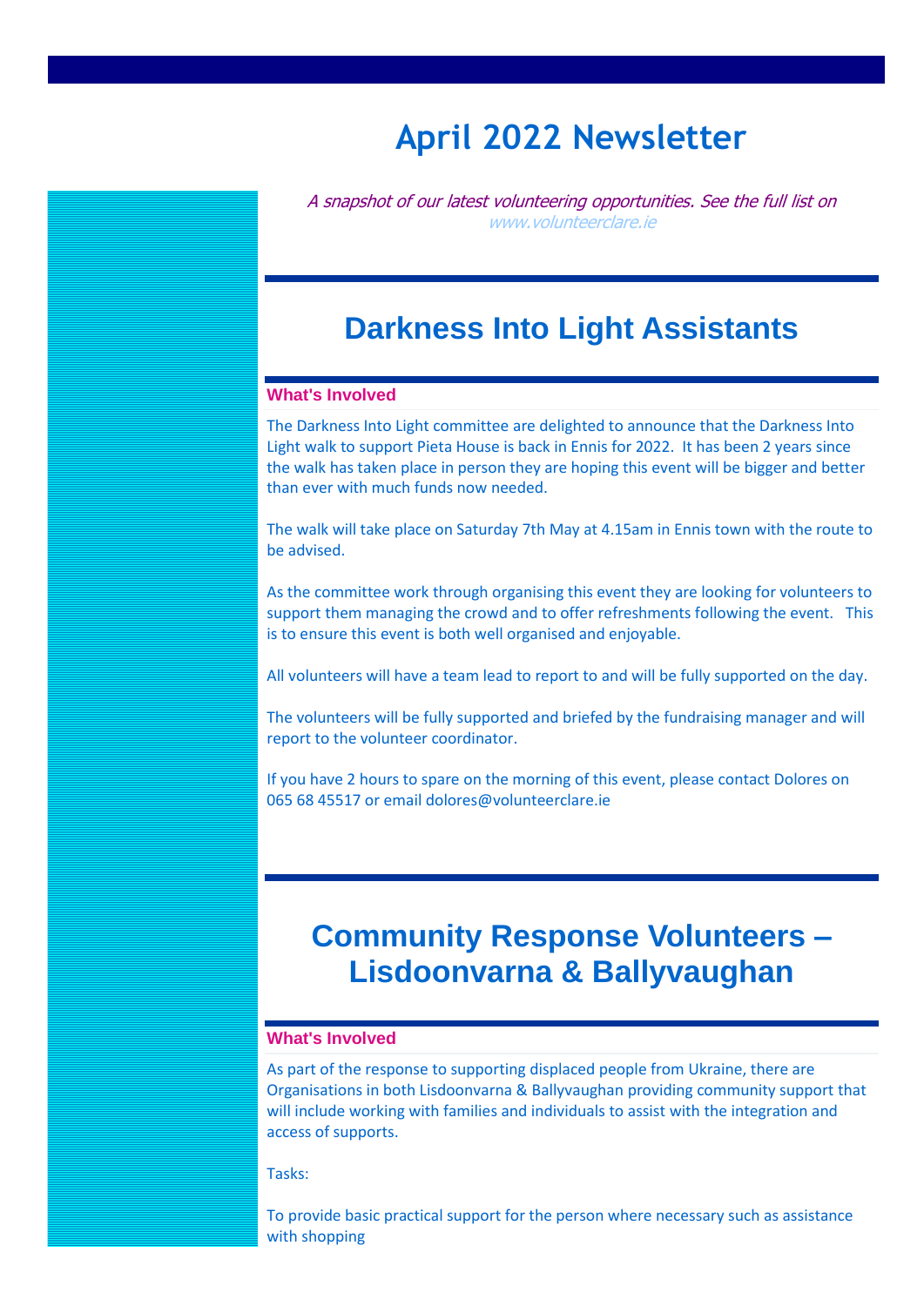# April 2022 Newsletter

*A snapshot of our latest volunteering opportunities. See the full list on www.volunteerclare.ie*

## Darkness Into Light Assistants

**What's Involved**

The Darkness Into Light committee are delighted to announce that the Darkness Into Light walk to support Pieta House is back in Ennis for 2022. It has been 2 years since the walk has taken place in person they are hoping this event will be bigger and better than ever with much funds now needed.

The walk will take place on Saturday 7th May at 4.15am in Ennis town with the route to be advised.

As the committee work through organising this event they are looking for volunteers to support them managing the crowd and to offer refreshments following the event. This is to ensure this event is both well organised and enjoyable.

All volunteers will have a team lead to report to and will be fully supported on the day.

The volunteers will be fully supported and briefed by the fundraising manager and will report to the volunteer coordinator.

If you have 2 hours to spare on the morning of this event, please contact Dolores on 065 68 45517 or email dolores@volunteerclare.ie

## Community Response Volunteers – Lisdoonvarna & Ballyvaughan

**What's Involved**

As part of the response to supporting displaced people from Ukraine, there are Organisations in both Lisdoonvarna & Ballyvaughan providing community support that will include working with families and individuals to assist with the integration and access of supports.

Tasks:

To provide basic practical support for the person where necessary such as assistance with shopping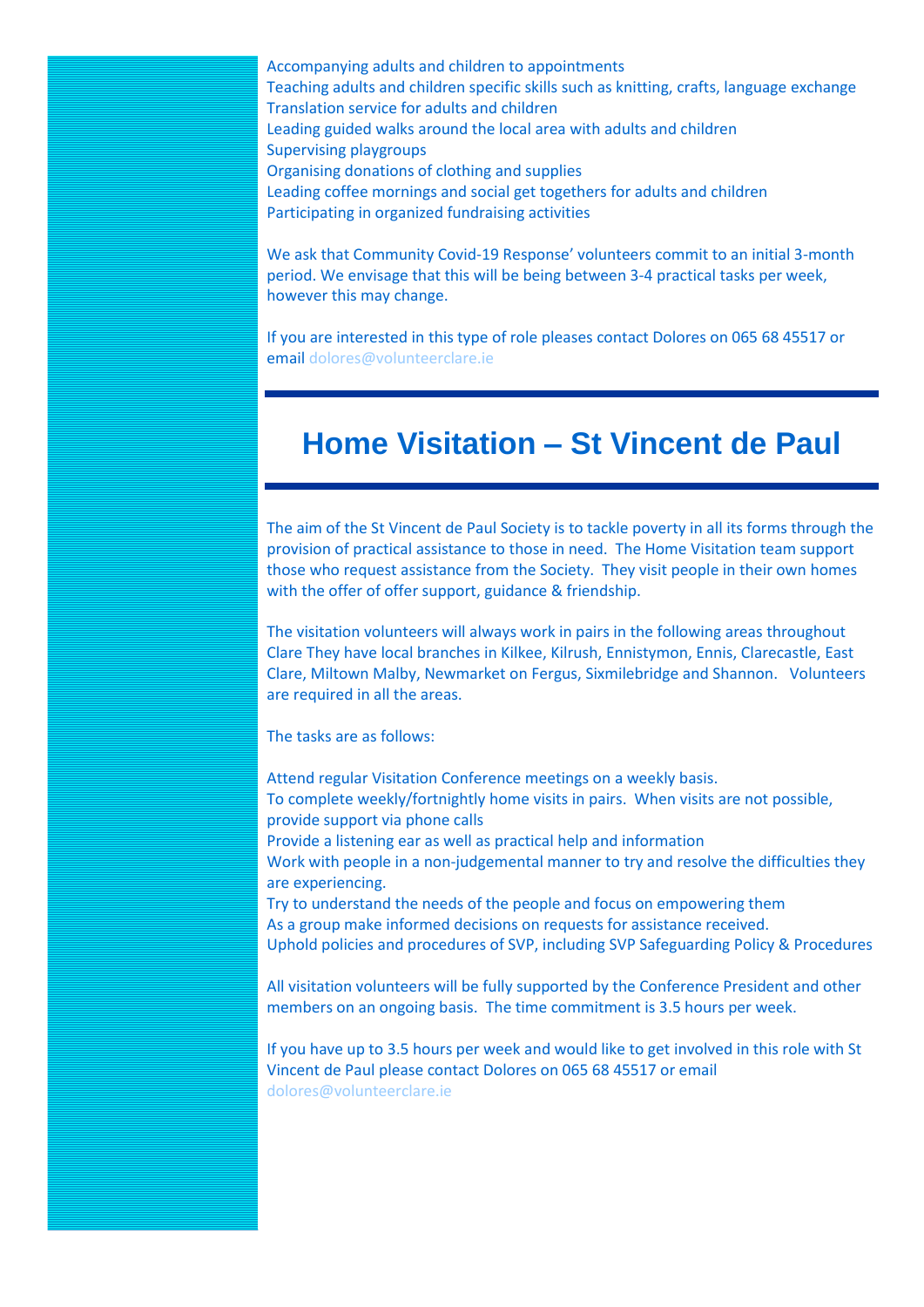Accompanying adults and children to appointments
Teaching adults and children specific skills such as knitting, crafts, language exchange
Translation service for adults and children
Leading guided walks around the local area with adults and children
Supervising playgroups
Organising donations of clothing and supplies
Leading coffee mornings and social get togethers for adults and children
Participating in organized fundraising activities

We ask that Community Covid-19 Response' volunteers commit to an initial 3-month period. We envisage that this will be being between 3-4 practical tasks per week, however this may change.

If you are interested in this type of role pleases contact Dolores on 065 68 45517 or email dolores@volunteerclare.ie

---

# Home Visitation – St Vincent de Paul

---

The aim of the St Vincent de Paul Society is to tackle poverty in all its forms through the provision of practical assistance to those in need. The Home Visitation team support those who request assistance from the Society. They visit people in their own homes with the offer of offer support, guidance & friendship.

The visitation volunteers will always work in pairs in the following areas throughout Clare They have local branches in Kilkee, Kilrush, Ennistymon, Ennis, Clarecastle, East Clare, Miltown Malby, Newmarket on Fergus, Sixmilebridge and Shannon. Volunteers are required in all the areas.

The tasks are as follows:

Attend regular Visitation Conference meetings on a weekly basis.
To complete weekly/fortnightly home visits in pairs. When visits are not possible, provide support via phone calls
Provide a listening ear as well as practical help and information
Work with people in a non-judgemental manner to try and resolve the difficulties they are experiencing.
Try to understand the needs of the people and focus on empowering them
As a group make informed decisions on requests for assistance received.
Uphold policies and procedures of SVP, including SVP Safeguarding Policy & Procedures

All visitation volunteers will be fully supported by the Conference President and other members on an ongoing basis. The time commitment is 3.5 hours per week.

If you have up to 3.5 hours per week and would like to get involved in this role with St Vincent de Paul please contact Dolores on 065 68 45517 or email dolores@volunteerclare.ie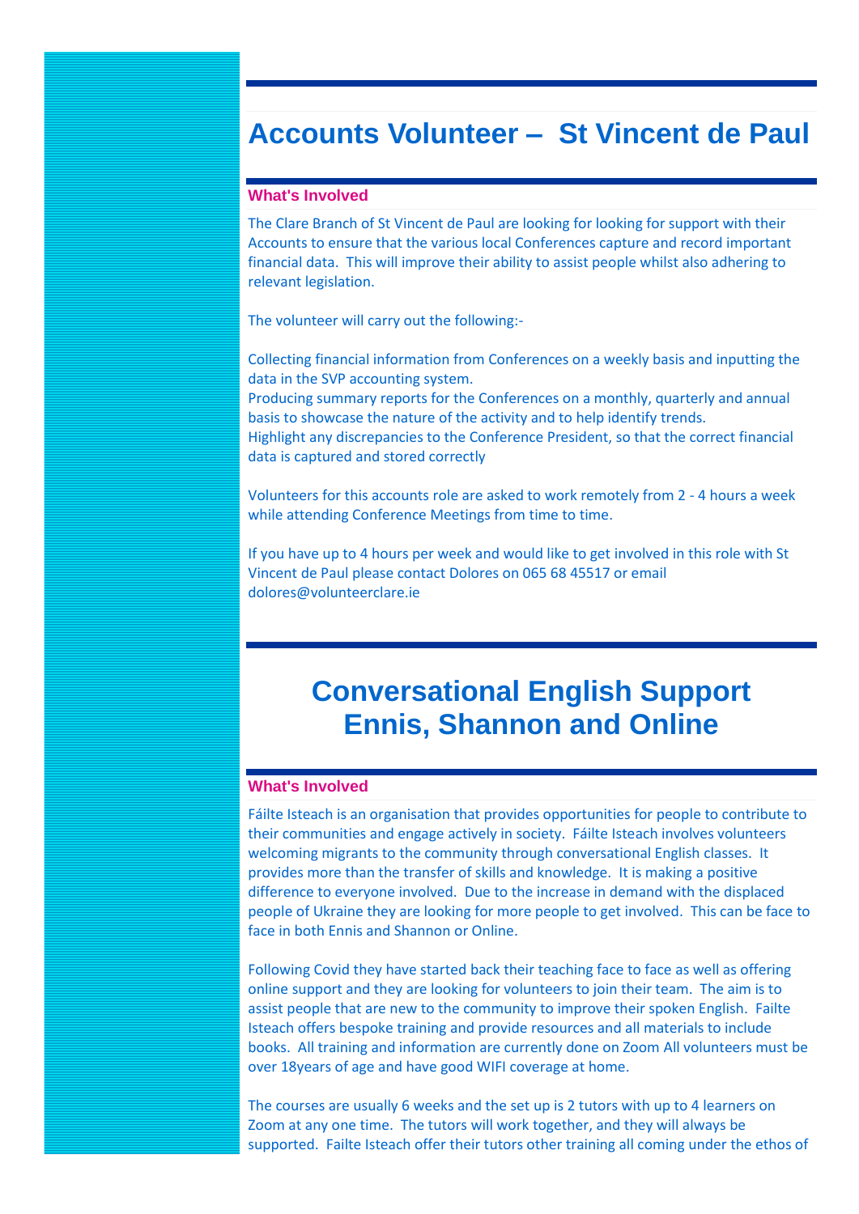# Accounts Volunteer – St Vincent de Paul

### What's Involved

The Clare Branch of St Vincent de Paul are looking for looking for support with their Accounts to ensure that the various local Conferences capture and record important financial data. This will improve their ability to assist people whilst also adhering to relevant legislation.

The volunteer will carry out the following:-

Collecting financial information from Conferences on a weekly basis and inputting the data in the SVP accounting system.
Producing summary reports for the Conferences on a monthly, quarterly and annual basis to showcase the nature of the activity and to help identify trends.
Highlight any discrepancies to the Conference President, so that the correct financial data is captured and stored correctly

Volunteers for this accounts role are asked to work remotely from 2 - 4 hours a week while attending Conference Meetings from time to time.

If you have up to 4 hours per week and would like to get involved in this role with St Vincent de Paul please contact Dolores on 065 68 45517 or email dolores@volunteerclare.ie

# Conversational English Support Ennis, Shannon and Online

### What's Involved

Fáilte Isteach is an organisation that provides opportunities for people to contribute to their communities and engage actively in society. Fáilte Isteach involves volunteers welcoming migrants to the community through conversational English classes. It provides more than the transfer of skills and knowledge. It is making a positive difference to everyone involved. Due to the increase in demand with the displaced people of Ukraine they are looking for more people to get involved. This can be face to face in both Ennis and Shannon or Online.

Following Covid they have started back their teaching face to face as well as offering online support and they are looking for volunteers to join their team. The aim is to assist people that are new to the community to improve their spoken English. Failte Isteach offers bespoke training and provide resources and all materials to include books. All training and information are currently done on Zoom All volunteers must be over 18years of age and have good WIFI coverage at home.

The courses are usually 6 weeks and the set up is 2 tutors with up to 4 learners on Zoom at any one time. The tutors will work together, and they will always be supported. Failte Isteach offer their tutors other training all coming under the ethos of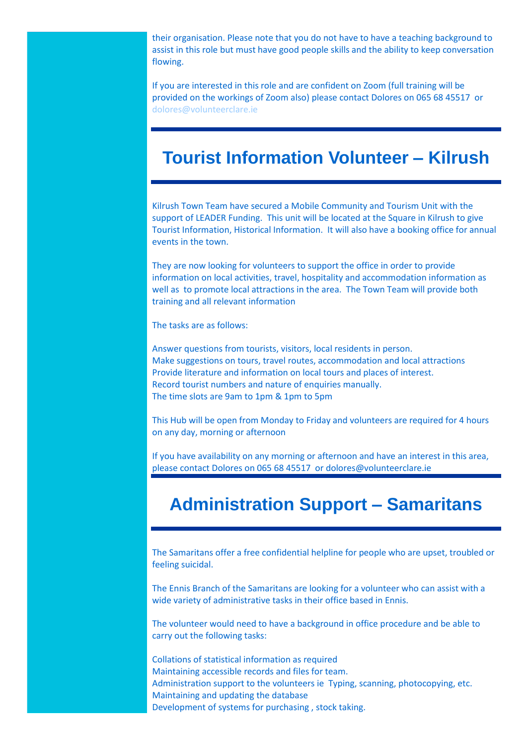their organisation. Please note that you do not have to have a teaching background to assist in this role but must have good people skills and the ability to keep conversation flowing.

If you are interested in this role and are confident on Zoom (full training will be provided on the workings of Zoom also) please contact Dolores on 065 68 45517 or dolores@volunteerclare.ie

## Tourist Information Volunteer – Kilrush

Kilrush Town Team have secured a Mobile Community and Tourism Unit with the support of LEADER Funding. This unit will be located at the Square in Kilrush to give Tourist Information, Historical Information. It will also have a booking office for annual events in the town.

They are now looking for volunteers to support the office in order to provide information on local activities, travel, hospitality and accommodation information as well as to promote local attractions in the area. The Town Team will provide both training and all relevant information

The tasks are as follows:

Answer questions from tourists, visitors, local residents in person.
Make suggestions on tours, travel routes, accommodation and local attractions
Provide literature and information on local tours and places of interest.
Record tourist numbers and nature of enquiries manually.
The time slots are 9am to 1pm & 1pm to 5pm

This Hub will be open from Monday to Friday and volunteers are required for 4 hours on any day, morning or afternoon

If you have availability on any morning or afternoon and have an interest in this area, please contact Dolores on 065 68 45517 or dolores@volunteerclare.ie

## Administration Support – Samaritans

The Samaritans offer a free confidential helpline for people who are upset, troubled or feeling suicidal.

The Ennis Branch of the Samaritans are looking for a volunteer who can assist with a wide variety of administrative tasks in their office based in Ennis.

The volunteer would need to have a background in office procedure and be able to carry out the following tasks:

Collations of statistical information as required
Maintaining accessible records and files for team.
Administration support to the volunteers ie Typing, scanning, photocopying, etc.
Maintaining and updating the database
Development of systems for purchasing , stock taking.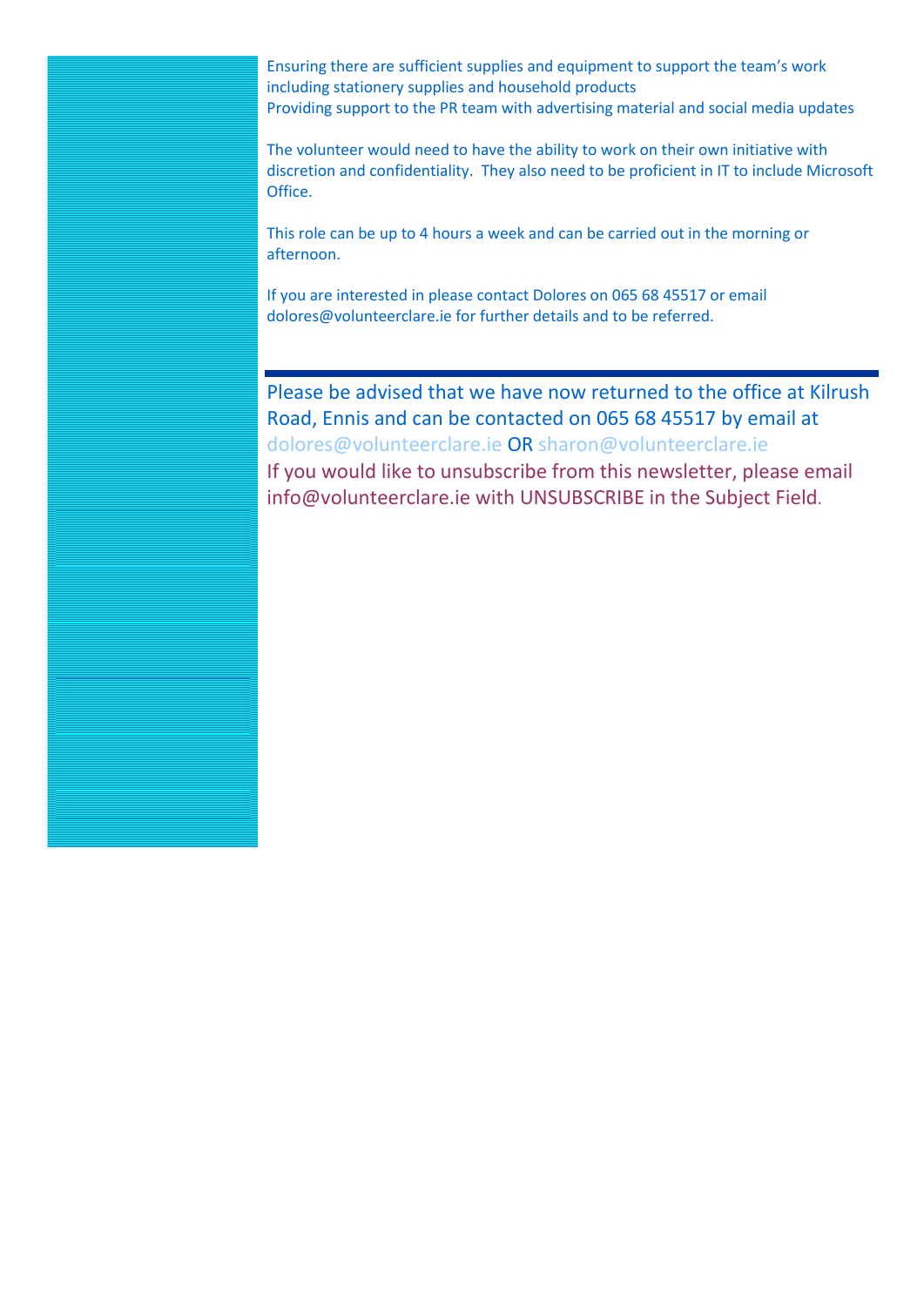Ensuring there are sufficient supplies and equipment to support the team's work including stationery supplies and household products
Providing support to the PR team with advertising material and social media updates

The volunteer would need to have the ability to work on their own initiative with discretion and confidentiality. They also need to be proficient in IT to include Microsoft Office.

This role can be up to 4 hours a week and can be carried out in the morning or afternoon.

If you are interested in please contact Dolores on 065 68 45517 or email dolores@volunteerclare.ie for further details and to be referred.

---

Please be advised that we have now returned to the office at Kilrush Road, Ennis and can be contacted on 065 68 45517 by email at dolores@volunteerclare.ie OR sharon@volunteerclare.ie
If you would like to unsubscribe from this newsletter, please email info@volunteerclare.ie with UNSUBSCRIBE in the Subject Field.